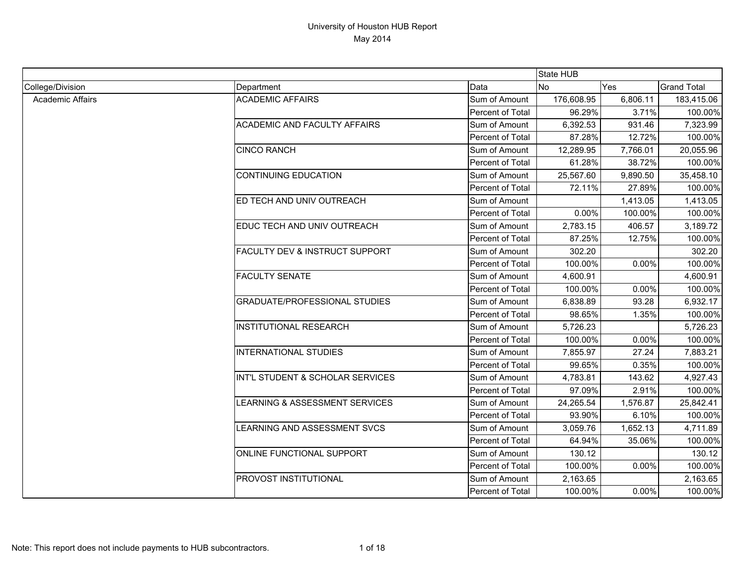# University of Houston HUB Report

May 2014

| | | | State HUB | | |
|---|---|---|---|---|---|
| College/Division | Department | Data | No | Yes | Grand Total |
| Academic Affairs | ACADEMIC AFFAIRS | Sum of Amount | 176,608.95 | 6,806.11 | 183,415.06 |
| | | Percent of Total | 96.29% | 3.71% | 100.00% |
| | ACADEMIC AND FACULTY AFFAIRS | Sum of Amount | 6,392.53 | 931.46 | 7,323.99 |
| | | Percent of Total | 87.28% | 12.72% | 100.00% |
| | CINCO RANCH | Sum of Amount | 12,289.95 | 7,766.01 | 20,055.96 |
| | | Percent of Total | 61.28% | 38.72% | 100.00% |
| | CONTINUING EDUCATION | Sum of Amount | 25,567.60 | 9,890.50 | 35,458.10 |
| | | Percent of Total | 72.11% | 27.89% | 100.00% |
| | ED TECH AND UNIV OUTREACH | Sum of Amount | | 1,413.05 | 1,413.05 |
| | | Percent of Total | 0.00% | 100.00% | 100.00% |
| | EDUC TECH AND UNIV OUTREACH | Sum of Amount | 2,783.15 | 406.57 | 3,189.72 |
| | | Percent of Total | 87.25% | 12.75% | 100.00% |
| | FACULTY DEV & INSTRUCT SUPPORT | Sum of Amount | 302.20 | | 302.20 |
| | | Percent of Total | 100.00% | 0.00% | 100.00% |
| | FACULTY SENATE | Sum of Amount | 4,600.91 | | 4,600.91 |
| | | Percent of Total | 100.00% | 0.00% | 100.00% |
| | GRADUATE/PROFESSIONAL STUDIES | Sum of Amount | 6,838.89 | 93.28 | 6,932.17 |
| | | Percent of Total | 98.65% | 1.35% | 100.00% |
| | INSTITUTIONAL RESEARCH | Sum of Amount | 5,726.23 | | 5,726.23 |
| | | Percent of Total | 100.00% | 0.00% | 100.00% |
| | INTERNATIONAL STUDIES | Sum of Amount | 7,855.97 | 27.24 | 7,883.21 |
| | | Percent of Total | 99.65% | 0.35% | 100.00% |
| | INT'L STUDENT & SCHOLAR SERVICES | Sum of Amount | 4,783.81 | 143.62 | 4,927.43 |
| | | Percent of Total | 97.09% | 2.91% | 100.00% |
| | LEARNING & ASSESSMENT SERVICES | Sum of Amount | 24,265.54 | 1,576.87 | 25,842.41 |
| | | Percent of Total | 93.90% | 6.10% | 100.00% |
| | LEARNING AND ASSESSMENT SVCS | Sum of Amount | 3,059.76 | 1,652.13 | 4,711.89 |
| | | Percent of Total | 64.94% | 35.06% | 100.00% |
| | ONLINE FUNCTIONAL SUPPORT | Sum of Amount | 130.12 | | 130.12 |
| | | Percent of Total | 100.00% | 0.00% | 100.00% |
| | PROVOST INSTITUTIONAL | Sum of Amount | 2,163.65 | | 2,163.65 |
| | | Percent of Total | 100.00% | 0.00% | 100.00% |

Note: This report does not include payments to HUB subcontractors.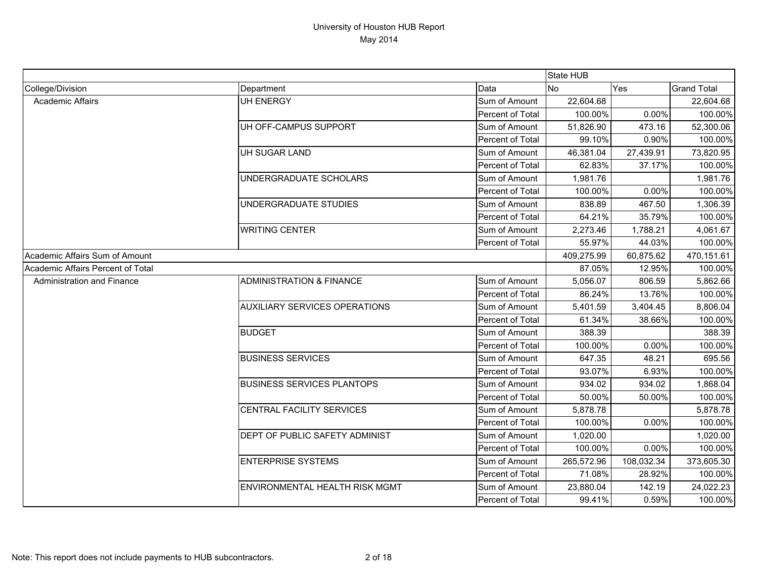# University of Houston HUB Report
May 2014

| | | | State HUB | | |
|---|---|---|---|---|---|
| College/Division | Department | Data | No | Yes | Grand Total |
| Academic Affairs | UH ENERGY | Sum of Amount | 22,604.68 | | 22,604.68 |
| | | Percent of Total | 100.00% | 0.00% | 100.00% |
| | UH OFF-CAMPUS SUPPORT | Sum of Amount | 51,826.90 | 473.16 | 52,300.06 |
| | | Percent of Total | 99.10% | 0.90% | 100.00% |
| | UH SUGAR LAND | Sum of Amount | 46,381.04 | 27,439.91 | 73,820.95 |
| | | Percent of Total | 62.83% | 37.17% | 100.00% |
| | UNDERGRADUATE SCHOLARS | Sum of Amount | 1,981.76 | | 1,981.76 |
| | | Percent of Total | 100.00% | 0.00% | 100.00% |
| | UNDERGRADUATE STUDIES | Sum of Amount | 838.89 | 467.50 | 1,306.39 |
| | | Percent of Total | 64.21% | 35.79% | 100.00% |
| | WRITING CENTER | Sum of Amount | 2,273.46 | 1,788.21 | 4,061.67 |
| | | Percent of Total | 55.97% | 44.03% | 100.00% |
| Academic Affairs Sum of Amount | | | 409,275.99 | 60,875.62 | 470,151.61 |
| Academic Affairs Percent of Total | | | 87.05% | 12.95% | 100.00% |
| Administration and Finance | ADMINISTRATION & FINANCE | Sum of Amount | 5,056.07 | 806.59 | 5,862.66 |
| | | Percent of Total | 86.24% | 13.76% | 100.00% |
| | AUXILIARY SERVICES OPERATIONS | Sum of Amount | 5,401.59 | 3,404.45 | 8,806.04 |
| | | Percent of Total | 61.34% | 38.66% | 100.00% |
| | BUDGET | Sum of Amount | 388.39 | | 388.39 |
| | | Percent of Total | 100.00% | 0.00% | 100.00% |
| | BUSINESS SERVICES | Sum of Amount | 647.35 | 48.21 | 695.56 |
| | | Percent of Total | 93.07% | 6.93% | 100.00% |
| | BUSINESS SERVICES PLANTOPS | Sum of Amount | 934.02 | 934.02 | 1,868.04 |
| | | Percent of Total | 50.00% | 50.00% | 100.00% |
| | CENTRAL FACILITY SERVICES | Sum of Amount | 5,878.78 | | 5,878.78 |
| | | Percent of Total | 100.00% | 0.00% | 100.00% |
| | DEPT OF PUBLIC SAFETY ADMINIST | Sum of Amount | 1,020.00 | | 1,020.00 |
| | | Percent of Total | 100.00% | 0.00% | 100.00% |
| | ENTERPRISE SYSTEMS | Sum of Amount | 265,572.96 | 108,032.34 | 373,605.30 |
| | | Percent of Total | 71.08% | 28.92% | 100.00% |
| | ENVIRONMENTAL HEALTH RISK MGMT | Sum of Amount | 23,880.04 | 142.19 | 24,022.23 |
| | | Percent of Total | 99.41% | 0.59% | 100.00% |

Note: This report does not include payments to HUB subcontractors.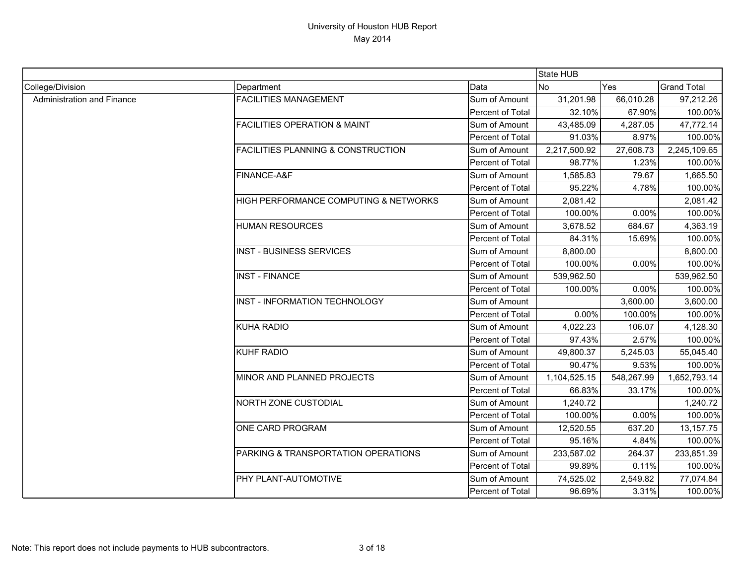# University of Houston HUB Report
May 2014

| | | | State HUB | | |
|---|---|---|---|---|---|
| College/Division | Department | Data | No | Yes | Grand Total |
| Administration and Finance | FACILITIES MANAGEMENT | Sum of Amount | 31,201.98 | 66,010.28 | 97,212.26 |
| | | Percent of Total | 32.10% | 67.90% | 100.00% |
| | FACILITIES OPERATION & MAINT | Sum of Amount | 43,485.09 | 4,287.05 | 47,772.14 |
| | | Percent of Total | 91.03% | 8.97% | 100.00% |
| | FACILITIES PLANNING & CONSTRUCTION | Sum of Amount | 2,217,500.92 | 27,608.73 | 2,245,109.65 |
| | | Percent of Total | 98.77% | 1.23% | 100.00% |
| | FINANCE-A&F | Sum of Amount | 1,585.83 | 79.67 | 1,665.50 |
| | | Percent of Total | 95.22% | 4.78% | 100.00% |
| | HIGH PERFORMANCE COMPUTING & NETWORKS | Sum of Amount | 2,081.42 | | 2,081.42 |
| | | Percent of Total | 100.00% | 0.00% | 100.00% |
| | HUMAN RESOURCES | Sum of Amount | 3,678.52 | 684.67 | 4,363.19 |
| | | Percent of Total | 84.31% | 15.69% | 100.00% |
| | INST - BUSINESS SERVICES | Sum of Amount | 8,800.00 | | 8,800.00 |
| | | Percent of Total | 100.00% | 0.00% | 100.00% |
| | INST - FINANCE | Sum of Amount | 539,962.50 | | 539,962.50 |
| | | Percent of Total | 100.00% | 0.00% | 100.00% |
| | INST - INFORMATION TECHNOLOGY | Sum of Amount | | 3,600.00 | 3,600.00 |
| | | Percent of Total | 0.00% | 100.00% | 100.00% |
| | KUHA RADIO | Sum of Amount | 4,022.23 | 106.07 | 4,128.30 |
| | | Percent of Total | 97.43% | 2.57% | 100.00% |
| | KUHF RADIO | Sum of Amount | 49,800.37 | 5,245.03 | 55,045.40 |
| | | Percent of Total | 90.47% | 9.53% | 100.00% |
| | MINOR AND PLANNED PROJECTS | Sum of Amount | 1,104,525.15 | 548,267.99 | 1,652,793.14 |
| | | Percent of Total | 66.83% | 33.17% | 100.00% |
| | NORTH ZONE CUSTODIAL | Sum of Amount | 1,240.72 | | 1,240.72 |
| | | Percent of Total | 100.00% | 0.00% | 100.00% |
| | ONE CARD PROGRAM | Sum of Amount | 12,520.55 | 637.20 | 13,157.75 |
| | | Percent of Total | 95.16% | 4.84% | 100.00% |
| | PARKING & TRANSPORTATION OPERATIONS | Sum of Amount | 233,587.02 | 264.37 | 233,851.39 |
| | | Percent of Total | 99.89% | 0.11% | 100.00% |
| | PHY PLANT-AUTOMOTIVE | Sum of Amount | 74,525.02 | 2,549.82 | 77,074.84 |
| | | Percent of Total | 96.69% | 3.31% | 100.00% |

Note: This report does not include payments to HUB subcontractors.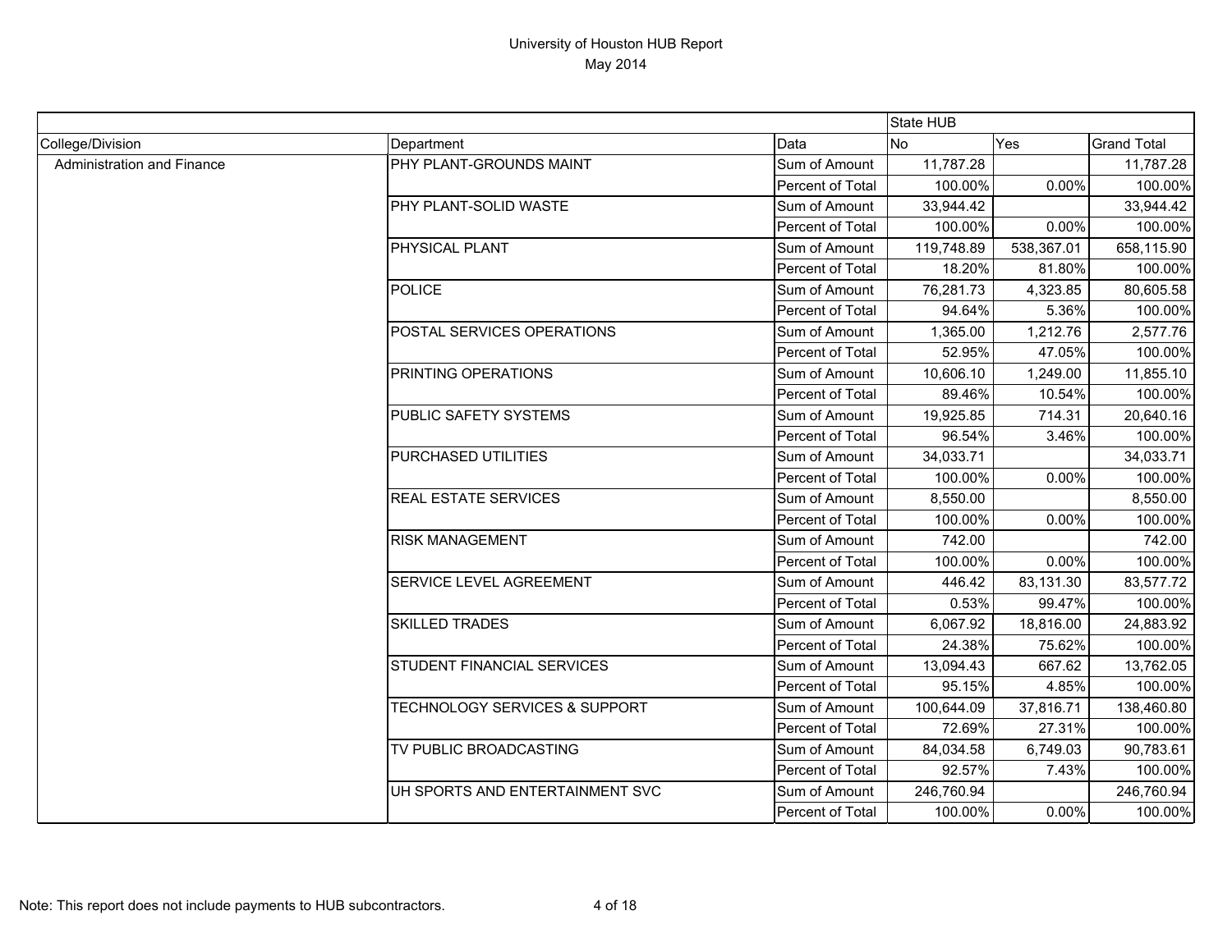# University of Houston HUB Report

May 2014

| | | | State HUB | | |
|---|---|---|---|---|---|
| College/Division | Department | Data | No | Yes | Grand Total |
| Administration and Finance | PHY PLANT-GROUNDS MAINT | Sum of Amount | 11,787.28 | | 11,787.28 |
| | | Percent of Total | 100.00% | 0.00% | 100.00% |
| | PHY PLANT-SOLID WASTE | Sum of Amount | 33,944.42 | | 33,944.42 |
| | | Percent of Total | 100.00% | 0.00% | 100.00% |
| | PHYSICAL PLANT | Sum of Amount | 119,748.89 | 538,367.01 | 658,115.90 |
| | | Percent of Total | 18.20% | 81.80% | 100.00% |
| | POLICE | Sum of Amount | 76,281.73 | 4,323.85 | 80,605.58 |
| | | Percent of Total | 94.64% | 5.36% | 100.00% |
| | POSTAL SERVICES OPERATIONS | Sum of Amount | 1,365.00 | 1,212.76 | 2,577.76 |
| | | Percent of Total | 52.95% | 47.05% | 100.00% |
| | PRINTING OPERATIONS | Sum of Amount | 10,606.10 | 1,249.00 | 11,855.10 |
| | | Percent of Total | 89.46% | 10.54% | 100.00% |
| | PUBLIC SAFETY SYSTEMS | Sum of Amount | 19,925.85 | 714.31 | 20,640.16 |
| | | Percent of Total | 96.54% | 3.46% | 100.00% |
| | PURCHASED UTILITIES | Sum of Amount | 34,033.71 | | 34,033.71 |
| | | Percent of Total | 100.00% | 0.00% | 100.00% |
| | REAL ESTATE SERVICES | Sum of Amount | 8,550.00 | | 8,550.00 |
| | | Percent of Total | 100.00% | 0.00% | 100.00% |
| | RISK MANAGEMENT | Sum of Amount | 742.00 | | 742.00 |
| | | Percent of Total | 100.00% | 0.00% | 100.00% |
| | SERVICE LEVEL AGREEMENT | Sum of Amount | 446.42 | 83,131.30 | 83,577.72 |
| | | Percent of Total | 0.53% | 99.47% | 100.00% |
| | SKILLED TRADES | Sum of Amount | 6,067.92 | 18,816.00 | 24,883.92 |
| | | Percent of Total | 24.38% | 75.62% | 100.00% |
| | STUDENT FINANCIAL SERVICES | Sum of Amount | 13,094.43 | 667.62 | 13,762.05 |
| | | Percent of Total | 95.15% | 4.85% | 100.00% |
| | TECHNOLOGY SERVICES & SUPPORT | Sum of Amount | 100,644.09 | 37,816.71 | 138,460.80 |
| | | Percent of Total | 72.69% | 27.31% | 100.00% |
| | TV PUBLIC BROADCASTING | Sum of Amount | 84,034.58 | 6,749.03 | 90,783.61 |
| | | Percent of Total | 92.57% | 7.43% | 100.00% |
| | UH SPORTS AND ENTERTAINMENT SVC | Sum of Amount | 246,760.94 | | 246,760.94 |
| | | Percent of Total | 100.00% | 0.00% | 100.00% |

Note: This report does not include payments to HUB subcontractors.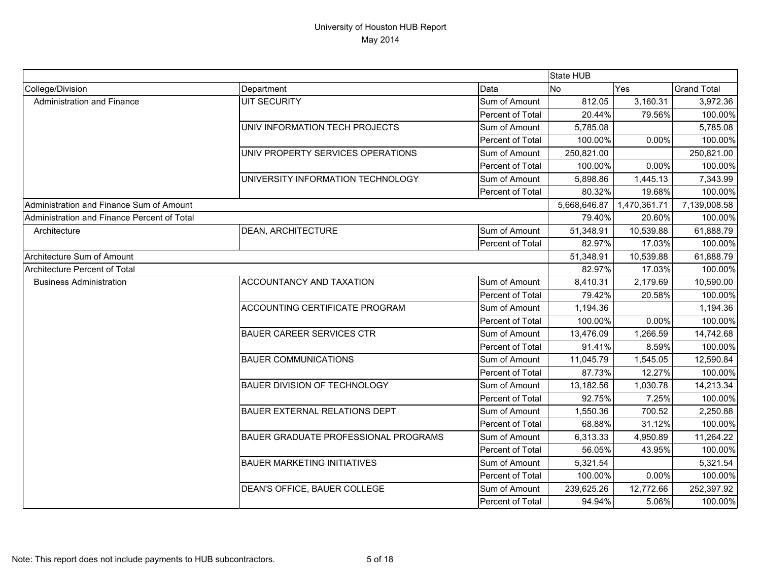# University of Houston HUB Report

May 2014

| | | | State HUB | | |
|---|---|---|---|---|---|
| College/Division | Department | Data | No | Yes | Grand Total |
| Administration and Finance | UIT SECURITY | Sum of Amount | 812.05 | 3,160.31 | 3,972.36 |
| | | Percent of Total | 20.44% | 79.56% | 100.00% |
| | UNIV INFORMATION TECH PROJECTS | Sum of Amount | 5,785.08 | | 5,785.08 |
| | | Percent of Total | 100.00% | 0.00% | 100.00% |
| | UNIV PROPERTY SERVICES OPERATIONS | Sum of Amount | 250,821.00 | | 250,821.00 |
| | | Percent of Total | 100.00% | 0.00% | 100.00% |
| | UNIVERSITY INFORMATION TECHNOLOGY | Sum of Amount | 5,898.86 | 1,445.13 | 7,343.99 |
| | | Percent of Total | 80.32% | 19.68% | 100.00% |
| Administration and Finance Sum of Amount | | | 5,668,646.87 | 1,470,361.71 | 7,139,008.58 |
| Administration and Finance Percent of Total | | | 79.40% | 20.60% | 100.00% |
| Architecture | DEAN, ARCHITECTURE | Sum of Amount | 51,348.91 | 10,539.88 | 61,888.79 |
| | | Percent of Total | 82.97% | 17.03% | 100.00% |
| Architecture Sum of Amount | | | 51,348.91 | 10,539.88 | 61,888.79 |
| Architecture Percent of Total | | | 82.97% | 17.03% | 100.00% |
| Business Administration | ACCOUNTANCY AND TAXATION | Sum of Amount | 8,410.31 | 2,179.69 | 10,590.00 |
| | | Percent of Total | 79.42% | 20.58% | 100.00% |
| | ACCOUNTING CERTIFICATE PROGRAM | Sum of Amount | 1,194.36 | | 1,194.36 |
| | | Percent of Total | 100.00% | 0.00% | 100.00% |
| | BAUER CAREER SERVICES CTR | Sum of Amount | 13,476.09 | 1,266.59 | 14,742.68 |
| | | Percent of Total | 91.41% | 8.59% | 100.00% |
| | BAUER COMMUNICATIONS | Sum of Amount | 11,045.79 | 1,545.05 | 12,590.84 |
| | | Percent of Total | 87.73% | 12.27% | 100.00% |
| | BAUER DIVISION OF TECHNOLOGY | Sum of Amount | 13,182.56 | 1,030.78 | 14,213.34 |
| | | Percent of Total | 92.75% | 7.25% | 100.00% |
| | BAUER EXTERNAL RELATIONS DEPT | Sum of Amount | 1,550.36 | 700.52 | 2,250.88 |
| | | Percent of Total | 68.88% | 31.12% | 100.00% |
| | BAUER GRADUATE PROFESSIONAL PROGRAMS | Sum of Amount | 6,313.33 | 4,950.89 | 11,264.22 |
| | | Percent of Total | 56.05% | 43.95% | 100.00% |
| | BAUER MARKETING INITIATIVES | Sum of Amount | 5,321.54 | | 5,321.54 |
| | | Percent of Total | 100.00% | 0.00% | 100.00% |
| | DEAN'S OFFICE, BAUER COLLEGE | Sum of Amount | 239,625.26 | 12,772.66 | 252,397.92 |
| | | Percent of Total | 94.94% | 5.06% | 100.00% |

Note: This report does not include payments to HUB subcontractors.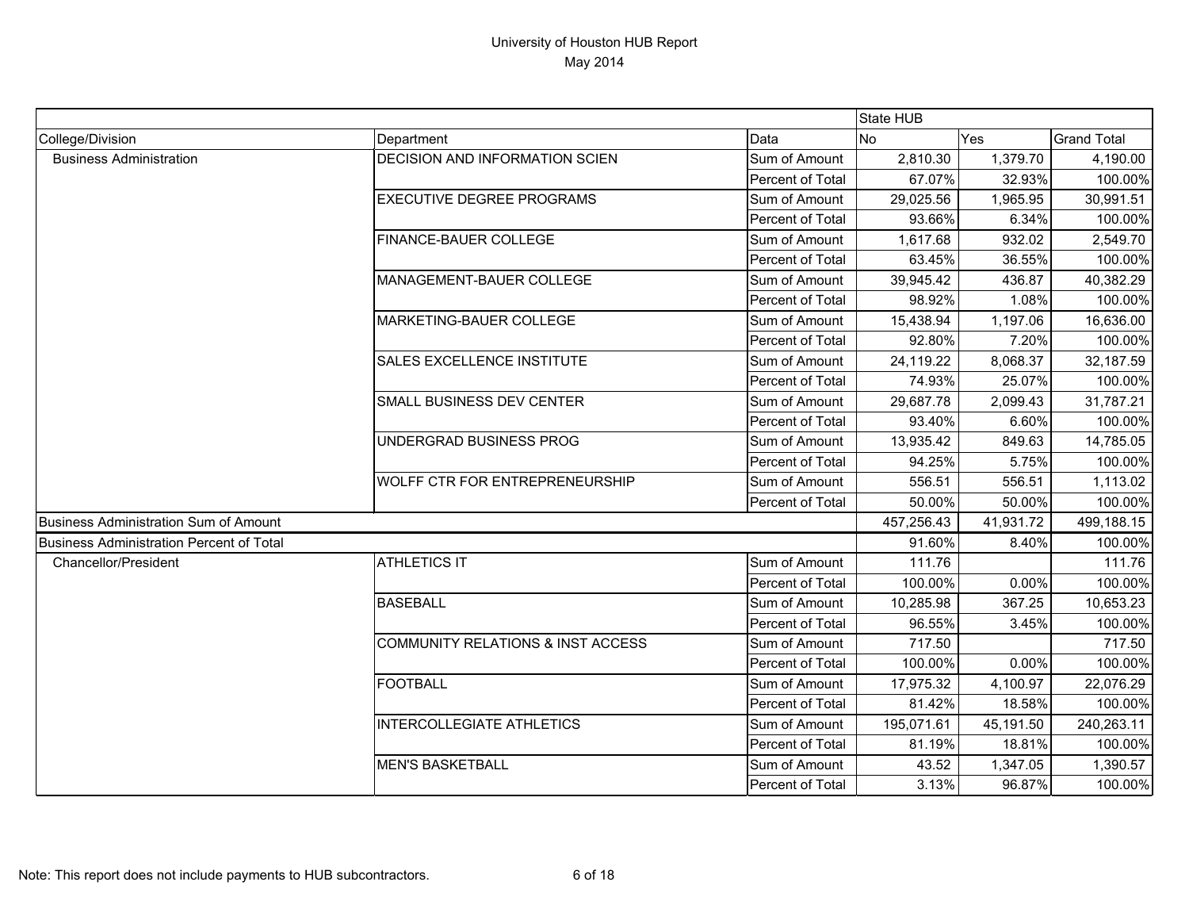# University of Houston HUB Report

May 2014

| | | | State HUB | | |
|---|---|---|---|---|---|
| College/Division | Department | Data | No | Yes | Grand Total |
| Business Administration | DECISION AND INFORMATION SCIEN | Sum of Amount | 2,810.30 | 1,379.70 | 4,190.00 |
| | | Percent of Total | 67.07% | 32.93% | 100.00% |
| | EXECUTIVE DEGREE PROGRAMS | Sum of Amount | 29,025.56 | 1,965.95 | 30,991.51 |
| | | Percent of Total | 93.66% | 6.34% | 100.00% |
| | FINANCE-BAUER COLLEGE | Sum of Amount | 1,617.68 | 932.02 | 2,549.70 |
| | | Percent of Total | 63.45% | 36.55% | 100.00% |
| | MANAGEMENT-BAUER COLLEGE | Sum of Amount | 39,945.42 | 436.87 | 40,382.29 |
| | | Percent of Total | 98.92% | 1.08% | 100.00% |
| | MARKETING-BAUER COLLEGE | Sum of Amount | 15,438.94 | 1,197.06 | 16,636.00 |
| | | Percent of Total | 92.80% | 7.20% | 100.00% |
| | SALES EXCELLENCE INSTITUTE | Sum of Amount | 24,119.22 | 8,068.37 | 32,187.59 |
| | | Percent of Total | 74.93% | 25.07% | 100.00% |
| | SMALL BUSINESS DEV CENTER | Sum of Amount | 29,687.78 | 2,099.43 | 31,787.21 |
| | | Percent of Total | 93.40% | 6.60% | 100.00% |
| | UNDERGRAD BUSINESS PROG | Sum of Amount | 13,935.42 | 849.63 | 14,785.05 |
| | | Percent of Total | 94.25% | 5.75% | 100.00% |
| | WOLFF CTR FOR ENTREPRENEURSHIP | Sum of Amount | 556.51 | 556.51 | 1,113.02 |
| | | Percent of Total | 50.00% | 50.00% | 100.00% |
| Business Administration Sum of Amount | | | 457,256.43 | 41,931.72 | 499,188.15 |
| Business Administration Percent of Total | | | 91.60% | 8.40% | 100.00% |
| Chancellor/President | ATHLETICS IT | Sum of Amount | 111.76 | | 111.76 |
| | | Percent of Total | 100.00% | 0.00% | 100.00% |
| | BASEBALL | Sum of Amount | 10,285.98 | 367.25 | 10,653.23 |
| | | Percent of Total | 96.55% | 3.45% | 100.00% |
| | COMMUNITY RELATIONS & INST ACCESS | Sum of Amount | 717.50 | | 717.50 |
| | | Percent of Total | 100.00% | 0.00% | 100.00% |
| | FOOTBALL | Sum of Amount | 17,975.32 | 4,100.97 | 22,076.29 |
| | | Percent of Total | 81.42% | 18.58% | 100.00% |
| | INTERCOLLEGIATE ATHLETICS | Sum of Amount | 195,071.61 | 45,191.50 | 240,263.11 |
| | | Percent of Total | 81.19% | 18.81% | 100.00% |
| | MEN'S BASKETBALL | Sum of Amount | 43.52 | 1,347.05 | 1,390.57 |
| | | Percent of Total | 3.13% | 96.87% | 100.00% |

Note: This report does not include payments to HUB subcontractors.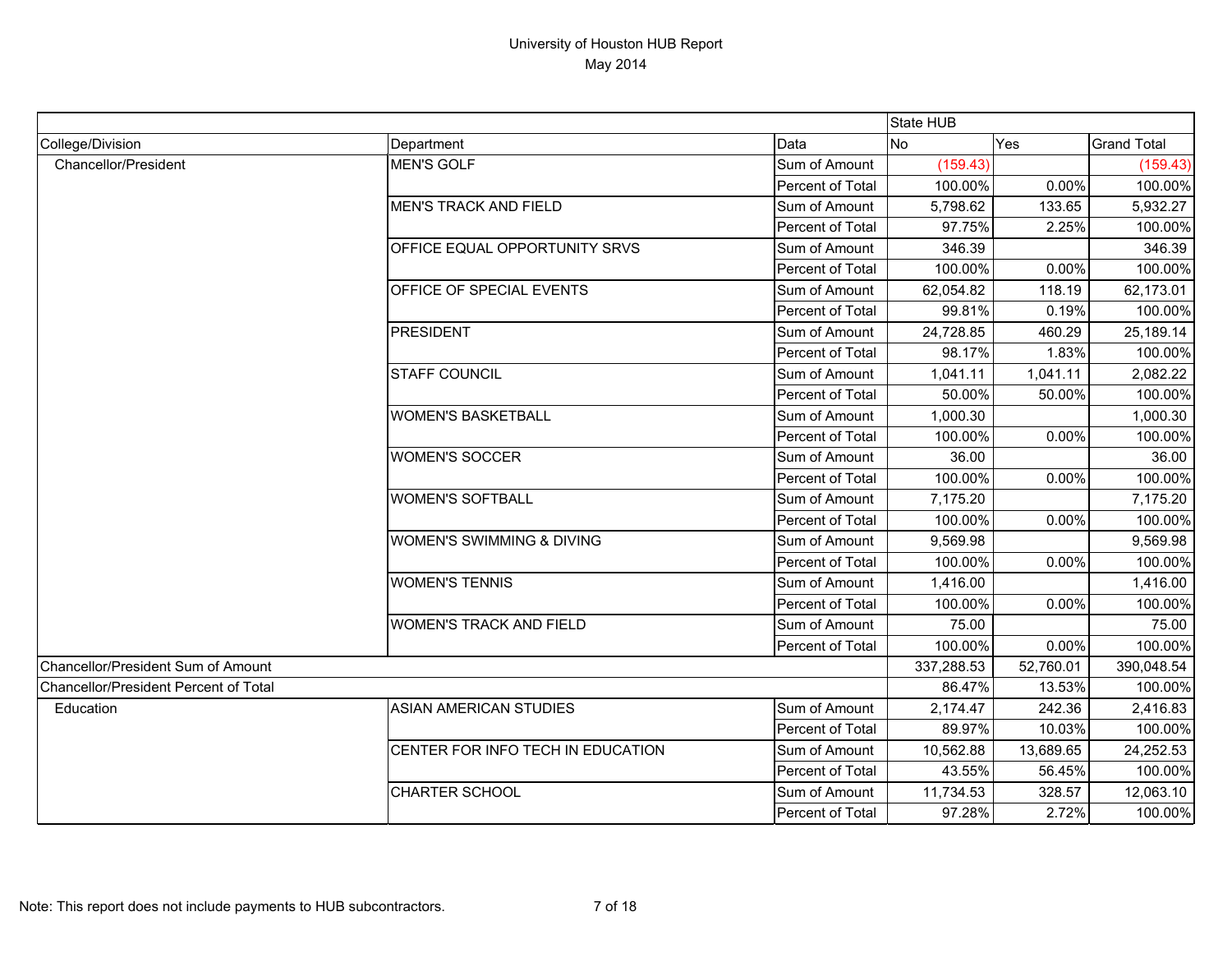University of Houston HUB Report
May 2014

| | | | State HUB | | |
|---|---|---|---|---|---|
| College/Division | Department | Data | No | Yes | Grand Total |
| Chancellor/President | MEN'S GOLF | Sum of Amount | (159.43) | | (159.43) |
| | | Percent of Total | 100.00% | 0.00% | 100.00% |
| | MEN'S TRACK AND FIELD | Sum of Amount | 5,798.62 | 133.65 | 5,932.27 |
| | | Percent of Total | 97.75% | 2.25% | 100.00% |
| | OFFICE EQUAL OPPORTUNITY SRVS | Sum of Amount | 346.39 | | 346.39 |
| | | Percent of Total | 100.00% | 0.00% | 100.00% |
| | OFFICE OF SPECIAL EVENTS | Sum of Amount | 62,054.82 | 118.19 | 62,173.01 |
| | | Percent of Total | 99.81% | 0.19% | 100.00% |
| | PRESIDENT | Sum of Amount | 24,728.85 | 460.29 | 25,189.14 |
| | | Percent of Total | 98.17% | 1.83% | 100.00% |
| | STAFF COUNCIL | Sum of Amount | 1,041.11 | 1,041.11 | 2,082.22 |
| | | Percent of Total | 50.00% | 50.00% | 100.00% |
| | WOMEN'S BASKETBALL | Sum of Amount | 1,000.30 | | 1,000.30 |
| | | Percent of Total | 100.00% | 0.00% | 100.00% |
| | WOMEN'S SOCCER | Sum of Amount | 36.00 | | 36.00 |
| | | Percent of Total | 100.00% | 0.00% | 100.00% |
| | WOMEN'S SOFTBALL | Sum of Amount | 7,175.20 | | 7,175.20 |
| | | Percent of Total | 100.00% | 0.00% | 100.00% |
| | WOMEN'S SWIMMING & DIVING | Sum of Amount | 9,569.98 | | 9,569.98 |
| | | Percent of Total | 100.00% | 0.00% | 100.00% |
| | WOMEN'S TENNIS | Sum of Amount | 1,416.00 | | 1,416.00 |
| | | Percent of Total | 100.00% | 0.00% | 100.00% |
| | WOMEN'S TRACK AND FIELD | Sum of Amount | 75.00 | | 75.00 |
| | | Percent of Total | 100.00% | 0.00% | 100.00% |
| Chancellor/President Sum of Amount | | | 337,288.53 | 52,760.01 | 390,048.54 |
| Chancellor/President Percent of Total | | | 86.47% | 13.53% | 100.00% |
| Education | ASIAN AMERICAN STUDIES | Sum of Amount | 2,174.47 | 242.36 | 2,416.83 |
| | | Percent of Total | 89.97% | 10.03% | 100.00% |
| | CENTER FOR INFO TECH IN EDUCATION | Sum of Amount | 10,562.88 | 13,689.65 | 24,252.53 |
| | | Percent of Total | 43.55% | 56.45% | 100.00% |
| | CHARTER SCHOOL | Sum of Amount | 11,734.53 | 328.57 | 12,063.10 |
| | | Percent of Total | 97.28% | 2.72% | 100.00% |

Note: This report does not include payments to HUB subcontractors.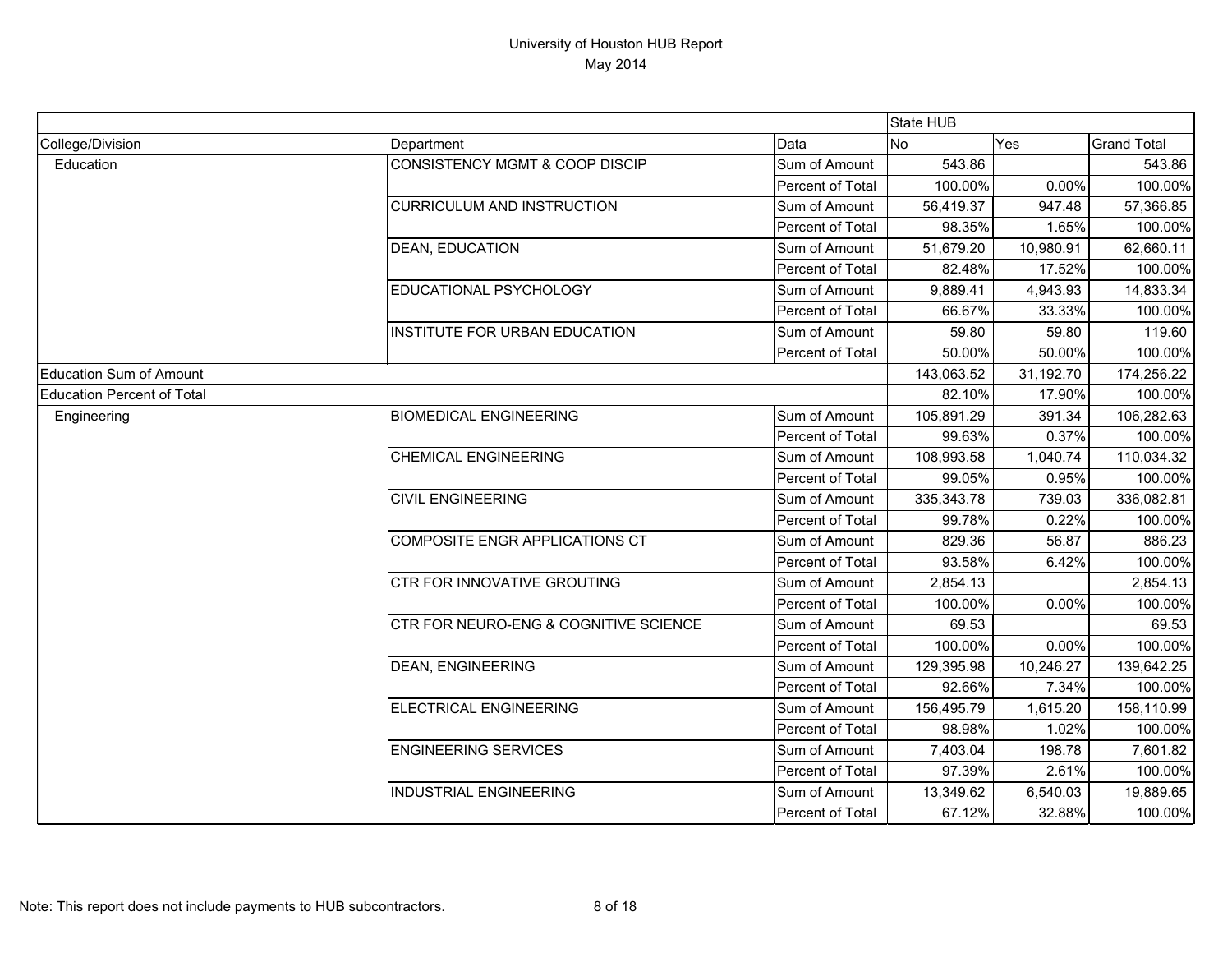# University of Houston HUB Report
May 2014

| | | | State HUB | | |
|---|---|---|---|---|---|
| College/Division | Department | Data | No | Yes | Grand Total |
| Education | CONSISTENCY MGMT & COOP DISCIP | Sum of Amount | 543.86 | | 543.86 |
| | | Percent of Total | 100.00% | 0.00% | 100.00% |
| | CURRICULUM AND INSTRUCTION | Sum of Amount | 56,419.37 | 947.48 | 57,366.85 |
| | | Percent of Total | 98.35% | 1.65% | 100.00% |
| | DEAN, EDUCATION | Sum of Amount | 51,679.20 | 10,980.91 | 62,660.11 |
| | | Percent of Total | 82.48% | 17.52% | 100.00% |
| | EDUCATIONAL PSYCHOLOGY | Sum of Amount | 9,889.41 | 4,943.93 | 14,833.34 |
| | | Percent of Total | 66.67% | 33.33% | 100.00% |
| | INSTITUTE FOR URBAN EDUCATION | Sum of Amount | 59.80 | 59.80 | 119.60 |
| | | Percent of Total | 50.00% | 50.00% | 100.00% |
| Education Sum of Amount | | | 143,063.52 | 31,192.70 | 174,256.22 |
| Education Percent of Total | | | 82.10% | 17.90% | 100.00% |
| Engineering | BIOMEDICAL ENGINEERING | Sum of Amount | 105,891.29 | 391.34 | 106,282.63 |
| | | Percent of Total | 99.63% | 0.37% | 100.00% |
| | CHEMICAL ENGINEERING | Sum of Amount | 108,993.58 | 1,040.74 | 110,034.32 |
| | | Percent of Total | 99.05% | 0.95% | 100.00% |
| | CIVIL ENGINEERING | Sum of Amount | 335,343.78 | 739.03 | 336,082.81 |
| | | Percent of Total | 99.78% | 0.22% | 100.00% |
| | COMPOSITE ENGR APPLICATIONS CT | Sum of Amount | 829.36 | 56.87 | 886.23 |
| | | Percent of Total | 93.58% | 6.42% | 100.00% |
| | CTR FOR INNOVATIVE GROUTING | Sum of Amount | 2,854.13 | | 2,854.13 |
| | | Percent of Total | 100.00% | 0.00% | 100.00% |
| | CTR FOR NEURO-ENG & COGNITIVE SCIENCE | Sum of Amount | 69.53 | | 69.53 |
| | | Percent of Total | 100.00% | 0.00% | 100.00% |
| | DEAN, ENGINEERING | Sum of Amount | 129,395.98 | 10,246.27 | 139,642.25 |
| | | Percent of Total | 92.66% | 7.34% | 100.00% |
| | ELECTRICAL ENGINEERING | Sum of Amount | 156,495.79 | 1,615.20 | 158,110.99 |
| | | Percent of Total | 98.98% | 1.02% | 100.00% |
| | ENGINEERING SERVICES | Sum of Amount | 7,403.04 | 198.78 | 7,601.82 |
| | | Percent of Total | 97.39% | 2.61% | 100.00% |
| | INDUSTRIAL ENGINEERING | Sum of Amount | 13,349.62 | 6,540.03 | 19,889.65 |
| | | Percent of Total | 67.12% | 32.88% | 100.00% |

Note: This report does not include payments to HUB subcontractors.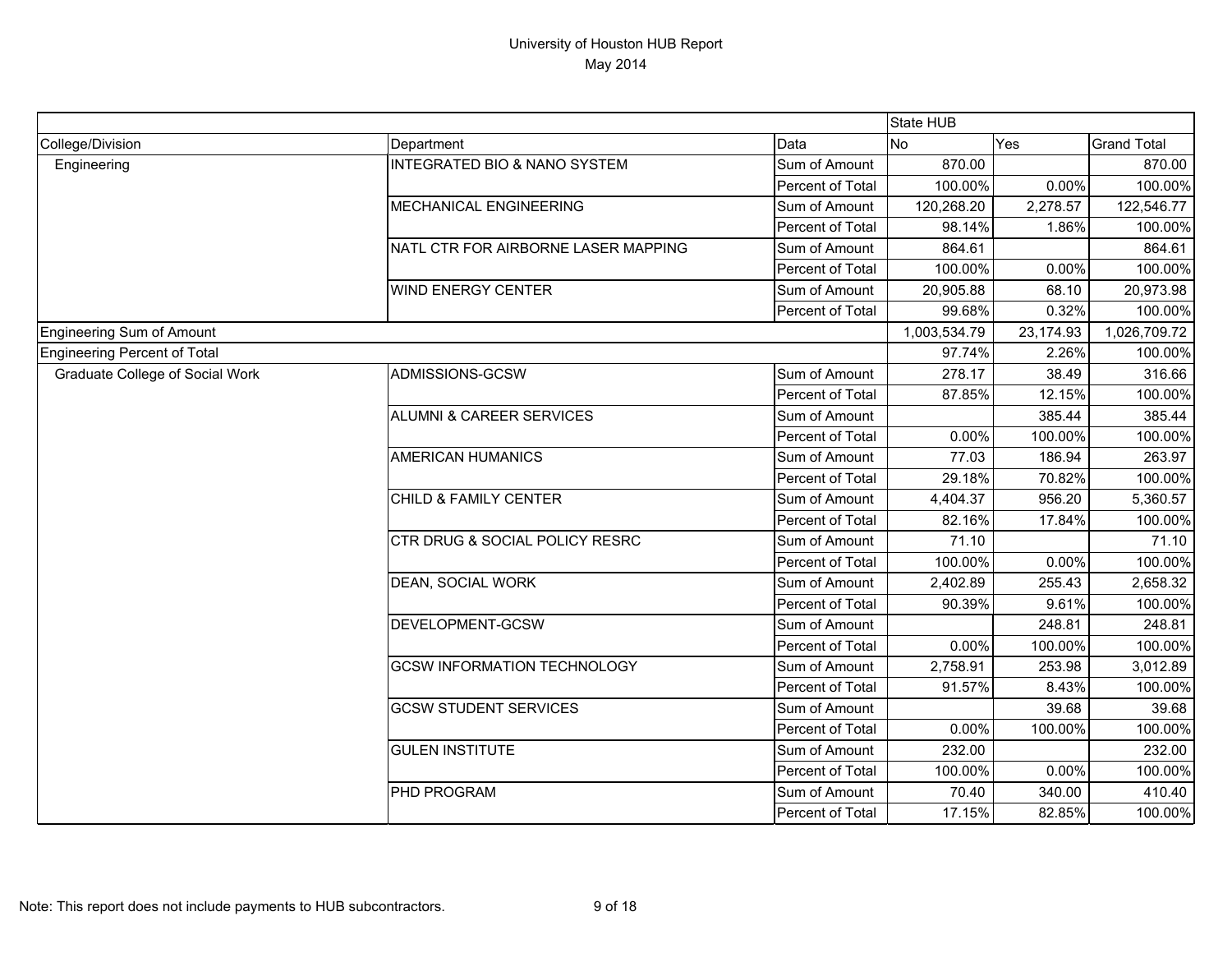# University of Houston HUB Report
May 2014

| | | | State HUB | | |
|---|---|---|---|---|---|
| College/Division | Department | Data | No | Yes | Grand Total |
| Engineering | INTEGRATED BIO & NANO SYSTEM | Sum of Amount | 870.00 | | 870.00 |
| | | Percent of Total | 100.00% | 0.00% | 100.00% |
| | MECHANICAL ENGINEERING | Sum of Amount | 120,268.20 | 2,278.57 | 122,546.77 |
| | | Percent of Total | 98.14% | 1.86% | 100.00% |
| | NATL CTR FOR AIRBORNE LASER MAPPING | Sum of Amount | 864.61 | | 864.61 |
| | | Percent of Total | 100.00% | 0.00% | 100.00% |
| | WIND ENERGY CENTER | Sum of Amount | 20,905.88 | 68.10 | 20,973.98 |
| | | Percent of Total | 99.68% | 0.32% | 100.00% |
| Engineering Sum of Amount | | | 1,003,534.79 | 23,174.93 | 1,026,709.72 |
| Engineering Percent of Total | | | 97.74% | 2.26% | 100.00% |
| Graduate College of Social Work | ADMISSIONS-GCSW | Sum of Amount | 278.17 | 38.49 | 316.66 |
| | | Percent of Total | 87.85% | 12.15% | 100.00% |
| | ALUMNI & CAREER SERVICES | Sum of Amount | | 385.44 | 385.44 |
| | | Percent of Total | 0.00% | 100.00% | 100.00% |
| | AMERICAN HUMANICS | Sum of Amount | 77.03 | 186.94 | 263.97 |
| | | Percent of Total | 29.18% | 70.82% | 100.00% |
| | CHILD & FAMILY CENTER | Sum of Amount | 4,404.37 | 956.20 | 5,360.57 |
| | | Percent of Total | 82.16% | 17.84% | 100.00% |
| | CTR DRUG & SOCIAL POLICY RESRC | Sum of Amount | 71.10 | | 71.10 |
| | | Percent of Total | 100.00% | 0.00% | 100.00% |
| | DEAN, SOCIAL WORK | Sum of Amount | 2,402.89 | 255.43 | 2,658.32 |
| | | Percent of Total | 90.39% | 9.61% | 100.00% |
| | DEVELOPMENT-GCSW | Sum of Amount | | 248.81 | 248.81 |
| | | Percent of Total | 0.00% | 100.00% | 100.00% |
| | GCSW INFORMATION TECHNOLOGY | Sum of Amount | 2,758.91 | 253.98 | 3,012.89 |
| | | Percent of Total | 91.57% | 8.43% | 100.00% |
| | GCSW STUDENT SERVICES | Sum of Amount | | 39.68 | 39.68 |
| | | Percent of Total | 0.00% | 100.00% | 100.00% |
| | GULEN INSTITUTE | Sum of Amount | 232.00 | | 232.00 |
| | | Percent of Total | 100.00% | 0.00% | 100.00% |
| | PHD PROGRAM | Sum of Amount | 70.40 | 340.00 | 410.40 |
| | | Percent of Total | 17.15% | 82.85% | 100.00% |

Note: This report does not include payments to HUB subcontractors.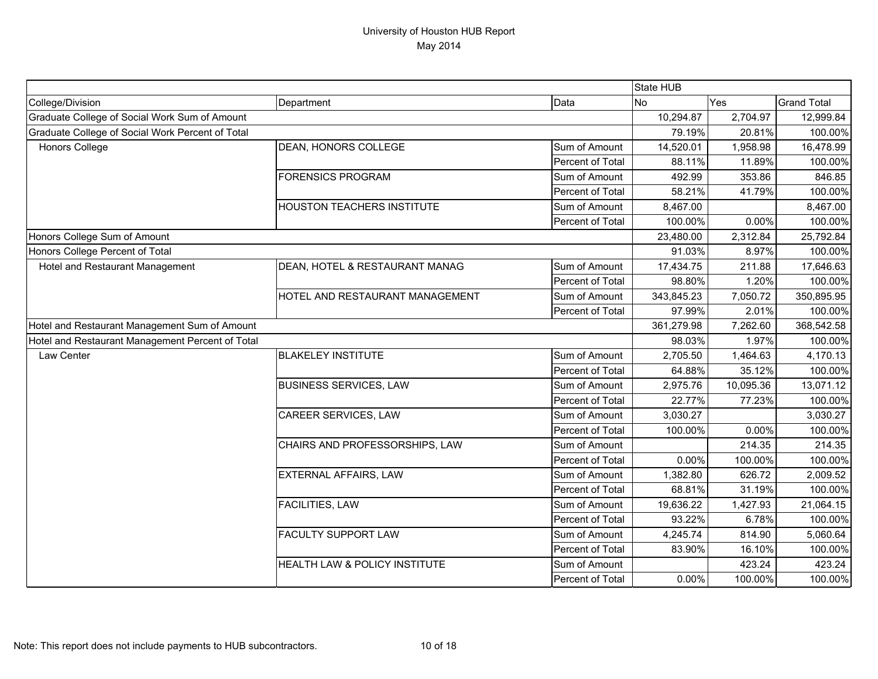University of Houston HUB Report
May 2014

| | | | State HUB | | |
|---|---|---|---|---|---|
| College/Division | Department | Data | No | Yes | Grand Total |
| Graduate College of Social Work Sum of Amount | | | 10,294.87 | 2,704.97 | 12,999.84 |
| Graduate College of Social Work Percent of Total | | | 79.19% | 20.81% | 100.00% |
| Honors College | DEAN, HONORS COLLEGE | Sum of Amount | 14,520.01 | 1,958.98 | 16,478.99 |
| | | Percent of Total | 88.11% | 11.89% | 100.00% |
| | FORENSICS PROGRAM | Sum of Amount | 492.99 | 353.86 | 846.85 |
| | | Percent of Total | 58.21% | 41.79% | 100.00% |
| | HOUSTON TEACHERS INSTITUTE | Sum of Amount | 8,467.00 | | 8,467.00 |
| | | Percent of Total | 100.00% | 0.00% | 100.00% |
| Honors College Sum of Amount | | | 23,480.00 | 2,312.84 | 25,792.84 |
| Honors College Percent of Total | | | 91.03% | 8.97% | 100.00% |
| Hotel and Restaurant Management | DEAN, HOTEL & RESTAURANT MANAG | Sum of Amount | 17,434.75 | 211.88 | 17,646.63 |
| | | Percent of Total | 98.80% | 1.20% | 100.00% |
| | HOTEL AND RESTAURANT MANAGEMENT | Sum of Amount | 343,845.23 | 7,050.72 | 350,895.95 |
| | | Percent of Total | 97.99% | 2.01% | 100.00% |
| Hotel and Restaurant Management Sum of Amount | | | 361,279.98 | 7,262.60 | 368,542.58 |
| Hotel and Restaurant Management Percent of Total | | | 98.03% | 1.97% | 100.00% |
| Law Center | BLAKELEY INSTITUTE | Sum of Amount | 2,705.50 | 1,464.63 | 4,170.13 |
| | | Percent of Total | 64.88% | 35.12% | 100.00% |
| | BUSINESS SERVICES, LAW | Sum of Amount | 2,975.76 | 10,095.36 | 13,071.12 |
| | | Percent of Total | 22.77% | 77.23% | 100.00% |
| | CAREER SERVICES, LAW | Sum of Amount | 3,030.27 | | 3,030.27 |
| | | Percent of Total | 100.00% | 0.00% | 100.00% |
| | CHAIRS AND PROFESSORSHIPS, LAW | Sum of Amount | | 214.35 | 214.35 |
| | | Percent of Total | 0.00% | 100.00% | 100.00% |
| | EXTERNAL AFFAIRS, LAW | Sum of Amount | 1,382.80 | 626.72 | 2,009.52 |
| | | Percent of Total | 68.81% | 31.19% | 100.00% |
| | FACILITIES, LAW | Sum of Amount | 19,636.22 | 1,427.93 | 21,064.15 |
| | | Percent of Total | 93.22% | 6.78% | 100.00% |
| | FACULTY SUPPORT LAW | Sum of Amount | 4,245.74 | 814.90 | 5,060.64 |
| | | Percent of Total | 83.90% | 16.10% | 100.00% |
| | HEALTH LAW & POLICY INSTITUTE | Sum of Amount | | 423.24 | 423.24 |
| | | Percent of Total | 0.00% | 100.00% | 100.00% |

Note: This report does not include payments to HUB subcontractors.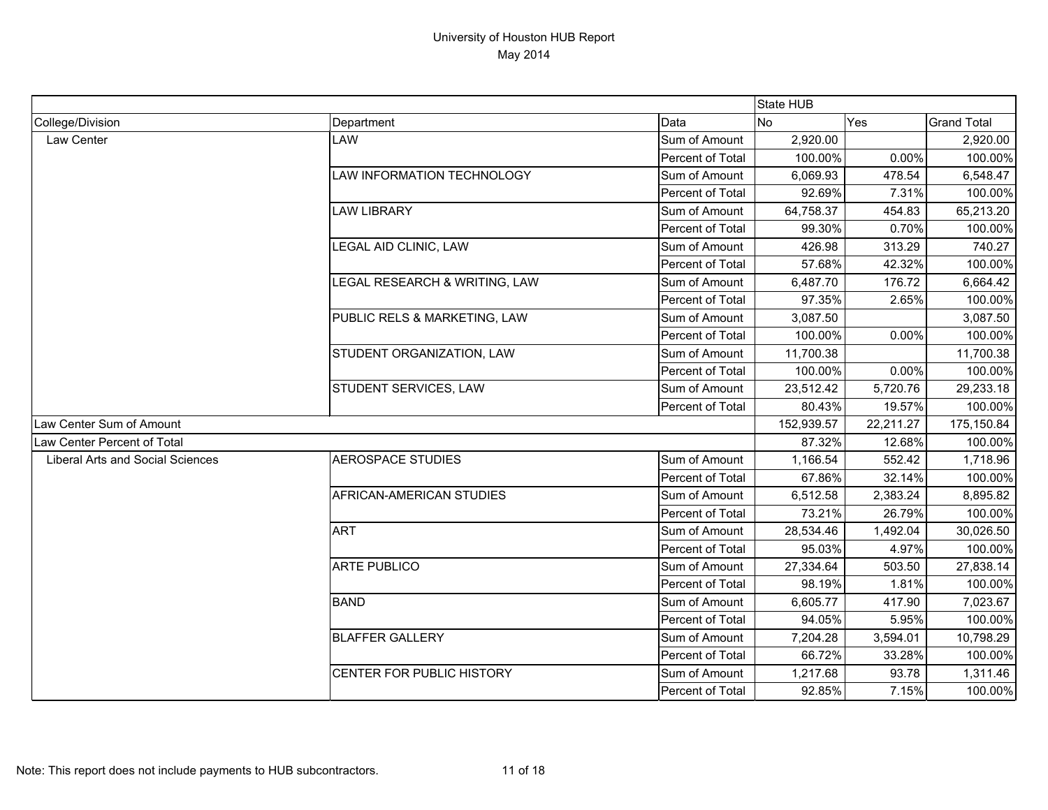# University of Houston HUB Report

May 2014

| | | | State HUB | | |
|---|---|---|---|---|---|
| College/Division | Department | Data | No | Yes | Grand Total |
| Law Center | LAW | Sum of Amount | 2,920.00 | | 2,920.00 |
| | | Percent of Total | 100.00% | 0.00% | 100.00% |
| | LAW INFORMATION TECHNOLOGY | Sum of Amount | 6,069.93 | 478.54 | 6,548.47 |
| | | Percent of Total | 92.69% | 7.31% | 100.00% |
| | LAW LIBRARY | Sum of Amount | 64,758.37 | 454.83 | 65,213.20 |
| | | Percent of Total | 99.30% | 0.70% | 100.00% |
| | LEGAL AID CLINIC, LAW | Sum of Amount | 426.98 | 313.29 | 740.27 |
| | | Percent of Total | 57.68% | 42.32% | 100.00% |
| | LEGAL RESEARCH & WRITING, LAW | Sum of Amount | 6,487.70 | 176.72 | 6,664.42 |
| | | Percent of Total | 97.35% | 2.65% | 100.00% |
| | PUBLIC RELS & MARKETING, LAW | Sum of Amount | 3,087.50 | | 3,087.50 |
| | | Percent of Total | 100.00% | 0.00% | 100.00% |
| | STUDENT ORGANIZATION, LAW | Sum of Amount | 11,700.38 | | 11,700.38 |
| | | Percent of Total | 100.00% | 0.00% | 100.00% |
| | STUDENT SERVICES, LAW | Sum of Amount | 23,512.42 | 5,720.76 | 29,233.18 |
| | | Percent of Total | 80.43% | 19.57% | 100.00% |
| Law Center Sum of Amount | | | 152,939.57 | 22,211.27 | 175,150.84 |
| Law Center Percent of Total | | | 87.32% | 12.68% | 100.00% |
| Liberal Arts and Social Sciences | AEROSPACE STUDIES | Sum of Amount | 1,166.54 | 552.42 | 1,718.96 |
| | | Percent of Total | 67.86% | 32.14% | 100.00% |
| | AFRICAN-AMERICAN STUDIES | Sum of Amount | 6,512.58 | 2,383.24 | 8,895.82 |
| | | Percent of Total | 73.21% | 26.79% | 100.00% |
| | ART | Sum of Amount | 28,534.46 | 1,492.04 | 30,026.50 |
| | | Percent of Total | 95.03% | 4.97% | 100.00% |
| | ARTE PUBLICO | Sum of Amount | 27,334.64 | 503.50 | 27,838.14 |
| | | Percent of Total | 98.19% | 1.81% | 100.00% |
| | BAND | Sum of Amount | 6,605.77 | 417.90 | 7,023.67 |
| | | Percent of Total | 94.05% | 5.95% | 100.00% |
| | BLAFFER GALLERY | Sum of Amount | 7,204.28 | 3,594.01 | 10,798.29 |
| | | Percent of Total | 66.72% | 33.28% | 100.00% |
| | CENTER FOR PUBLIC HISTORY | Sum of Amount | 1,217.68 | 93.78 | 1,311.46 |
| | | Percent of Total | 92.85% | 7.15% | 100.00% |

Note: This report does not include payments to HUB subcontractors.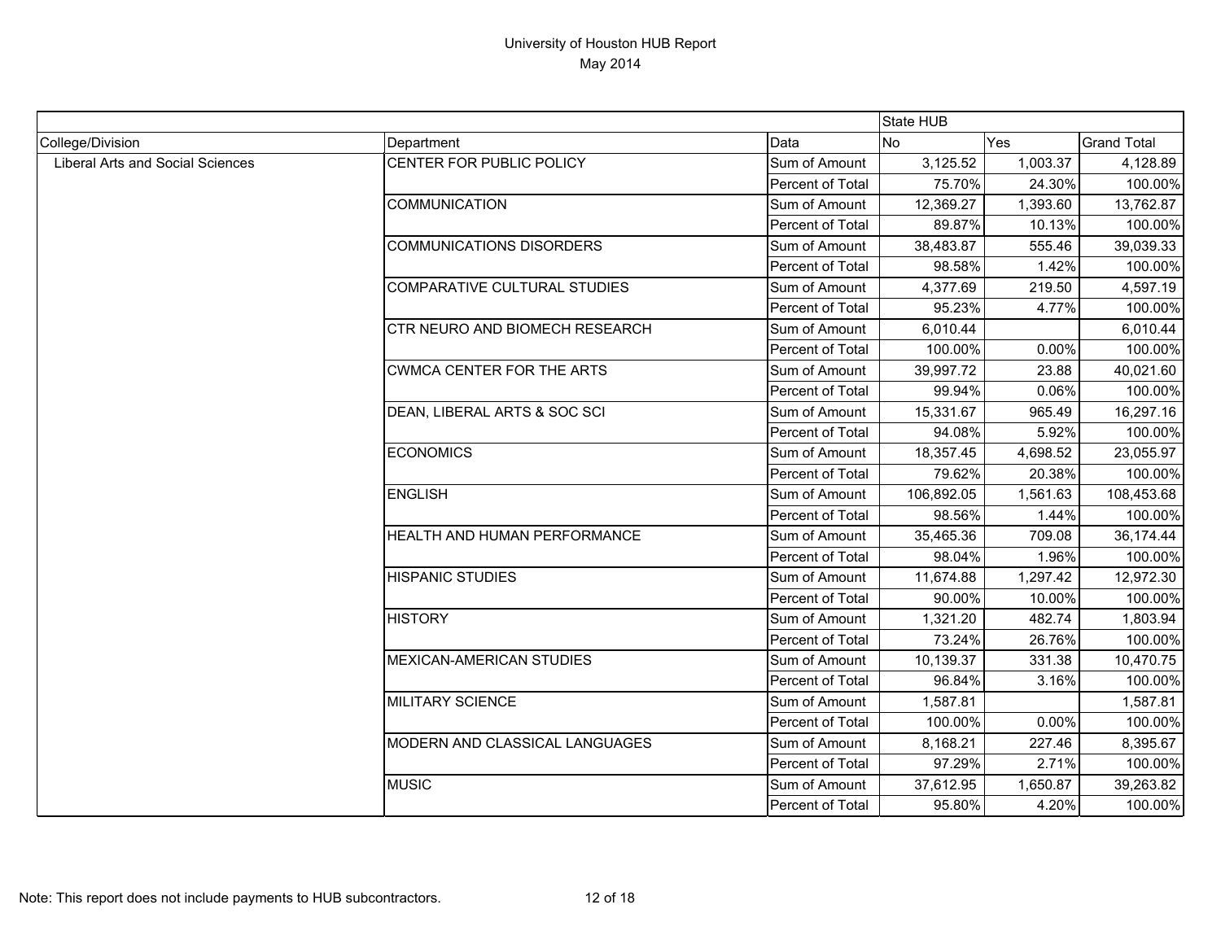# University of Houston HUB Report
## May 2014

| | | | State HUB | | |
|---|---|---|---|---|---|
| College/Division | Department | Data | No | Yes | Grand Total |
| Liberal Arts and Social Sciences | CENTER FOR PUBLIC POLICY | Sum of Amount | 3,125.52 | 1,003.37 | 4,128.89 |
| | | Percent of Total | 75.70% | 24.30% | 100.00% |
| | COMMUNICATION | Sum of Amount | 12,369.27 | 1,393.60 | 13,762.87 |
| | | Percent of Total | 89.87% | 10.13% | 100.00% |
| | COMMUNICATIONS DISORDERS | Sum of Amount | 38,483.87 | 555.46 | 39,039.33 |
| | | Percent of Total | 98.58% | 1.42% | 100.00% |
| | COMPARATIVE CULTURAL STUDIES | Sum of Amount | 4,377.69 | 219.50 | 4,597.19 |
| | | Percent of Total | 95.23% | 4.77% | 100.00% |
| | CTR NEURO AND BIOMECH RESEARCH | Sum of Amount | 6,010.44 | | 6,010.44 |
| | | Percent of Total | 100.00% | 0.00% | 100.00% |
| | CWMCA CENTER FOR THE ARTS | Sum of Amount | 39,997.72 | 23.88 | 40,021.60 |
| | | Percent of Total | 99.94% | 0.06% | 100.00% |
| | DEAN, LIBERAL ARTS & SOC SCI | Sum of Amount | 15,331.67 | 965.49 | 16,297.16 |
| | | Percent of Total | 94.08% | 5.92% | 100.00% |
| | ECONOMICS | Sum of Amount | 18,357.45 | 4,698.52 | 23,055.97 |
| | | Percent of Total | 79.62% | 20.38% | 100.00% |
| | ENGLISH | Sum of Amount | 106,892.05 | 1,561.63 | 108,453.68 |
| | | Percent of Total | 98.56% | 1.44% | 100.00% |
| | HEALTH AND HUMAN PERFORMANCE | Sum of Amount | 35,465.36 | 709.08 | 36,174.44 |
| | | Percent of Total | 98.04% | 1.96% | 100.00% |
| | HISPANIC STUDIES | Sum of Amount | 11,674.88 | 1,297.42 | 12,972.30 |
| | | Percent of Total | 90.00% | 10.00% | 100.00% |
| | HISTORY | Sum of Amount | 1,321.20 | 482.74 | 1,803.94 |
| | | Percent of Total | 73.24% | 26.76% | 100.00% |
| | MEXICAN-AMERICAN STUDIES | Sum of Amount | 10,139.37 | 331.38 | 10,470.75 |
| | | Percent of Total | 96.84% | 3.16% | 100.00% |
| | MILITARY SCIENCE | Sum of Amount | 1,587.81 | | 1,587.81 |
| | | Percent of Total | 100.00% | 0.00% | 100.00% |
| | MODERN AND CLASSICAL LANGUAGES | Sum of Amount | 8,168.21 | 227.46 | 8,395.67 |
| | | Percent of Total | 97.29% | 2.71% | 100.00% |
| | MUSIC | Sum of Amount | 37,612.95 | 1,650.87 | 39,263.82 |
| | | Percent of Total | 95.80% | 4.20% | 100.00% |

Note: This report does not include payments to HUB subcontractors.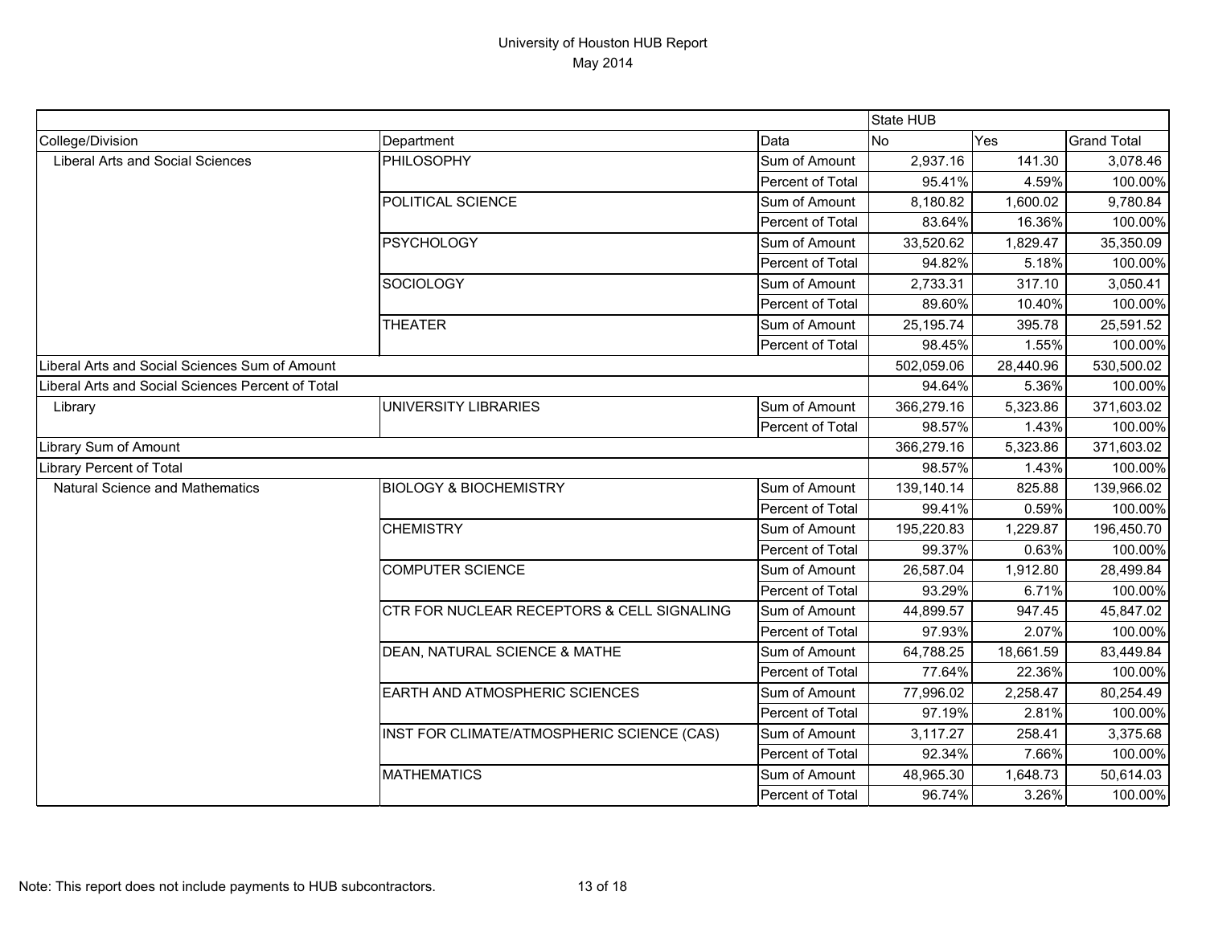# University of Houston HUB Report
May 2014

| | | | State HUB | | |
|---|---|---|---|---|---|
| College/Division | Department | Data | No | Yes | Grand Total |
| Liberal Arts and Social Sciences | PHILOSOPHY | Sum of Amount | 2,937.16 | 141.30 | 3,078.46 |
| | | Percent of Total | 95.41% | 4.59% | 100.00% |
| | POLITICAL SCIENCE | Sum of Amount | 8,180.82 | 1,600.02 | 9,780.84 |
| | | Percent of Total | 83.64% | 16.36% | 100.00% |
| | PSYCHOLOGY | Sum of Amount | 33,520.62 | 1,829.47 | 35,350.09 |
| | | Percent of Total | 94.82% | 5.18% | 100.00% |
| | SOCIOLOGY | Sum of Amount | 2,733.31 | 317.10 | 3,050.41 |
| | | Percent of Total | 89.60% | 10.40% | 100.00% |
| | THEATER | Sum of Amount | 25,195.74 | 395.78 | 25,591.52 |
| | | Percent of Total | 98.45% | 1.55% | 100.00% |
| Liberal Arts and Social Sciences Sum of Amount | | | 502,059.06 | 28,440.96 | 530,500.02 |
| Liberal Arts and Social Sciences Percent of Total | | | 94.64% | 5.36% | 100.00% |
| Library | UNIVERSITY LIBRARIES | Sum of Amount | 366,279.16 | 5,323.86 | 371,603.02 |
| | | Percent of Total | 98.57% | 1.43% | 100.00% |
| Library Sum of Amount | | | 366,279.16 | 5,323.86 | 371,603.02 |
| Library Percent of Total | | | 98.57% | 1.43% | 100.00% |
| Natural Science and Mathematics | BIOLOGY & BIOCHEMISTRY | Sum of Amount | 139,140.14 | 825.88 | 139,966.02 |
| | | Percent of Total | 99.41% | 0.59% | 100.00% |
| | CHEMISTRY | Sum of Amount | 195,220.83 | 1,229.87 | 196,450.70 |
| | | Percent of Total | 99.37% | 0.63% | 100.00% |
| | COMPUTER SCIENCE | Sum of Amount | 26,587.04 | 1,912.80 | 28,499.84 |
| | | Percent of Total | 93.29% | 6.71% | 100.00% |
| | CTR FOR NUCLEAR RECEPTORS & CELL SIGNALING | Sum of Amount | 44,899.57 | 947.45 | 45,847.02 |
| | | Percent of Total | 97.93% | 2.07% | 100.00% |
| | DEAN, NATURAL SCIENCE & MATHE | Sum of Amount | 64,788.25 | 18,661.59 | 83,449.84 |
| | | Percent of Total | 77.64% | 22.36% | 100.00% |
| | EARTH AND ATMOSPHERIC SCIENCES | Sum of Amount | 77,996.02 | 2,258.47 | 80,254.49 |
| | | Percent of Total | 97.19% | 2.81% | 100.00% |
| | INST FOR CLIMATE/ATMOSPHERIC SCIENCE (CAS) | Sum of Amount | 3,117.27 | 258.41 | 3,375.68 |
| | | Percent of Total | 92.34% | 7.66% | 100.00% |
| | MATHEMATICS | Sum of Amount | 48,965.30 | 1,648.73 | 50,614.03 |
| | | Percent of Total | 96.74% | 3.26% | 100.00% |

Note: This report does not include payments to HUB subcontractors.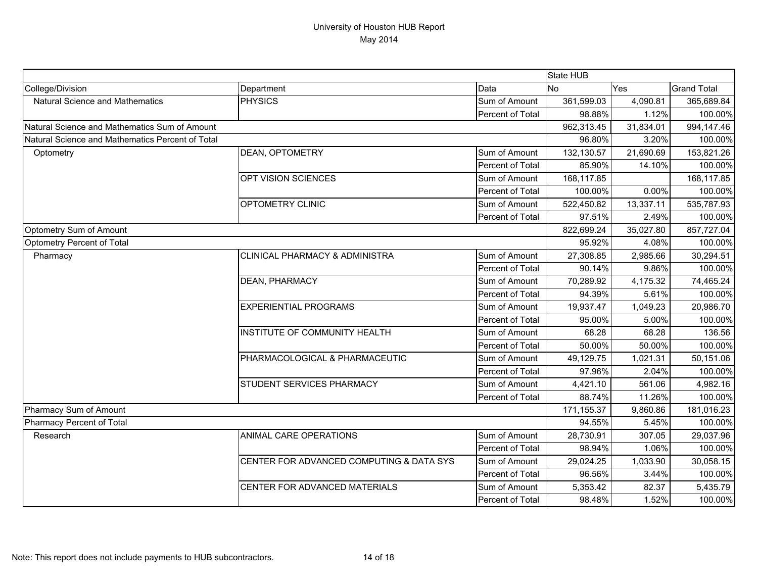University of Houston HUB Report
May 2014

| | | | State HUB | | |
|---|---|---|---|---|---|
| College/Division | Department | Data | No | Yes | Grand Total |
| Natural Science and Mathematics | PHYSICS | Sum of Amount | 361,599.03 | 4,090.81 | 365,689.84 |
| | | Percent of Total | 98.88% | 1.12% | 100.00% |
| Natural Science and Mathematics Sum of Amount | | | 962,313.45 | 31,834.01 | 994,147.46 |
| Natural Science and Mathematics Percent of Total | | | 96.80% | 3.20% | 100.00% |
| Optometry | DEAN, OPTOMETRY | Sum of Amount | 132,130.57 | 21,690.69 | 153,821.26 |
| | | Percent of Total | 85.90% | 14.10% | 100.00% |
| | OPT VISION SCIENCES | Sum of Amount | 168,117.85 | | 168,117.85 |
| | | Percent of Total | 100.00% | 0.00% | 100.00% |
| | OPTOMETRY CLINIC | Sum of Amount | 522,450.82 | 13,337.11 | 535,787.93 |
| | | Percent of Total | 97.51% | 2.49% | 100.00% |
| Optometry Sum of Amount | | | 822,699.24 | 35,027.80 | 857,727.04 |
| Optometry Percent of Total | | | 95.92% | 4.08% | 100.00% |
| Pharmacy | CLINICAL PHARMACY & ADMINISTRA | Sum of Amount | 27,308.85 | 2,985.66 | 30,294.51 |
| | | Percent of Total | 90.14% | 9.86% | 100.00% |
| | DEAN, PHARMACY | Sum of Amount | 70,289.92 | 4,175.32 | 74,465.24 |
| | | Percent of Total | 94.39% | 5.61% | 100.00% |
| | EXPERIENTIAL PROGRAMS | Sum of Amount | 19,937.47 | 1,049.23 | 20,986.70 |
| | | Percent of Total | 95.00% | 5.00% | 100.00% |
| | INSTITUTE OF COMMUNITY HEALTH | Sum of Amount | 68.28 | 68.28 | 136.56 |
| | | Percent of Total | 50.00% | 50.00% | 100.00% |
| | PHARMACOLOGICAL & PHARMACEUTIC | Sum of Amount | 49,129.75 | 1,021.31 | 50,151.06 |
| | | Percent of Total | 97.96% | 2.04% | 100.00% |
| | STUDENT SERVICES PHARMACY | Sum of Amount | 4,421.10 | 561.06 | 4,982.16 |
| | | Percent of Total | 88.74% | 11.26% | 100.00% |
| Pharmacy Sum of Amount | | | 171,155.37 | 9,860.86 | 181,016.23 |
| Pharmacy Percent of Total | | | 94.55% | 5.45% | 100.00% |
| Research | ANIMAL CARE OPERATIONS | Sum of Amount | 28,730.91 | 307.05 | 29,037.96 |
| | | Percent of Total | 98.94% | 1.06% | 100.00% |
| | CENTER FOR ADVANCED COMPUTING & DATA SYS | Sum of Amount | 29,024.25 | 1,033.90 | 30,058.15 |
| | | Percent of Total | 96.56% | 3.44% | 100.00% |
| | CENTER FOR ADVANCED MATERIALS | Sum of Amount | 5,353.42 | 82.37 | 5,435.79 |
| | | Percent of Total | 98.48% | 1.52% | 100.00% |

Note: This report does not include payments to HUB subcontractors.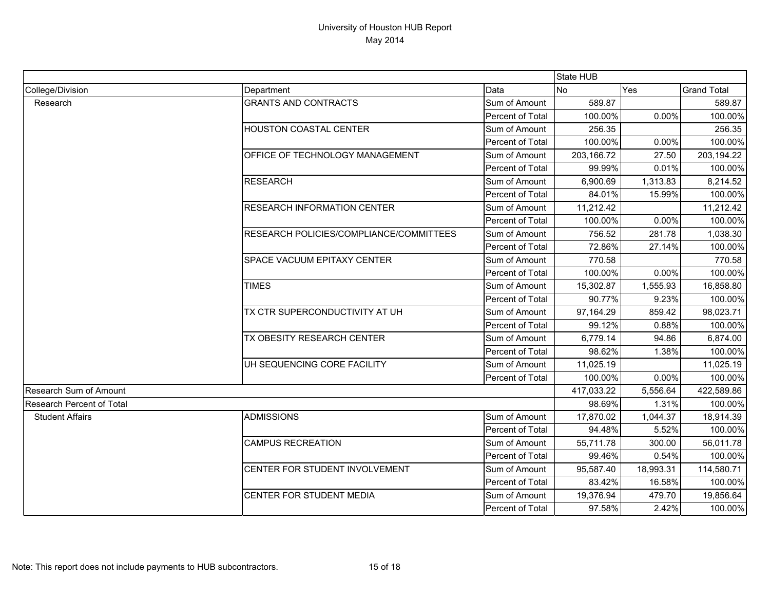# University of Houston HUB Report
May 2014

| | | | State HUB | | |
|---|---|---|---|---|---|
| College/Division | Department | Data | No | Yes | Grand Total |
| Research | GRANTS AND CONTRACTS | Sum of Amount | 589.87 | | 589.87 |
| | | Percent of Total | 100.00% | 0.00% | 100.00% |
| | HOUSTON COASTAL CENTER | Sum of Amount | 256.35 | | 256.35 |
| | | Percent of Total | 100.00% | 0.00% | 100.00% |
| | OFFICE OF TECHNOLOGY MANAGEMENT | Sum of Amount | 203,166.72 | 27.50 | 203,194.22 |
| | | Percent of Total | 99.99% | 0.01% | 100.00% |
| | RESEARCH | Sum of Amount | 6,900.69 | 1,313.83 | 8,214.52 |
| | | Percent of Total | 84.01% | 15.99% | 100.00% |
| | RESEARCH INFORMATION CENTER | Sum of Amount | 11,212.42 | | 11,212.42 |
| | | Percent of Total | 100.00% | 0.00% | 100.00% |
| | RESEARCH POLICIES/COMPLIANCE/COMMITTEES | Sum of Amount | 756.52 | 281.78 | 1,038.30 |
| | | Percent of Total | 72.86% | 27.14% | 100.00% |
| | SPACE VACUUM EPITAXY CENTER | Sum of Amount | 770.58 | | 770.58 |
| | | Percent of Total | 100.00% | 0.00% | 100.00% |
| | TIMES | Sum of Amount | 15,302.87 | 1,555.93 | 16,858.80 |
| | | Percent of Total | 90.77% | 9.23% | 100.00% |
| | TX CTR SUPERCONDUCTIVITY AT UH | Sum of Amount | 97,164.29 | 859.42 | 98,023.71 |
| | | Percent of Total | 99.12% | 0.88% | 100.00% |
| | TX OBESITY RESEARCH CENTER | Sum of Amount | 6,779.14 | 94.86 | 6,874.00 |
| | | Percent of Total | 98.62% | 1.38% | 100.00% |
| | UH SEQUENCING CORE FACILITY | Sum of Amount | 11,025.19 | | 11,025.19 |
| | | Percent of Total | 100.00% | 0.00% | 100.00% |
| Research Sum of Amount | | | 417,033.22 | 5,556.64 | 422,589.86 |
| Research Percent of Total | | | 98.69% | 1.31% | 100.00% |
| Student Affairs | ADMISSIONS | Sum of Amount | 17,870.02 | 1,044.37 | 18,914.39 |
| | | Percent of Total | 94.48% | 5.52% | 100.00% |
| | CAMPUS RECREATION | Sum of Amount | 55,711.78 | 300.00 | 56,011.78 |
| | | Percent of Total | 99.46% | 0.54% | 100.00% |
| | CENTER FOR STUDENT INVOLVEMENT | Sum of Amount | 95,587.40 | 18,993.31 | 114,580.71 |
| | | Percent of Total | 83.42% | 16.58% | 100.00% |
| | CENTER FOR STUDENT MEDIA | Sum of Amount | 19,376.94 | 479.70 | 19,856.64 |
| | | Percent of Total | 97.58% | 2.42% | 100.00% |

Note: This report does not include payments to HUB subcontractors.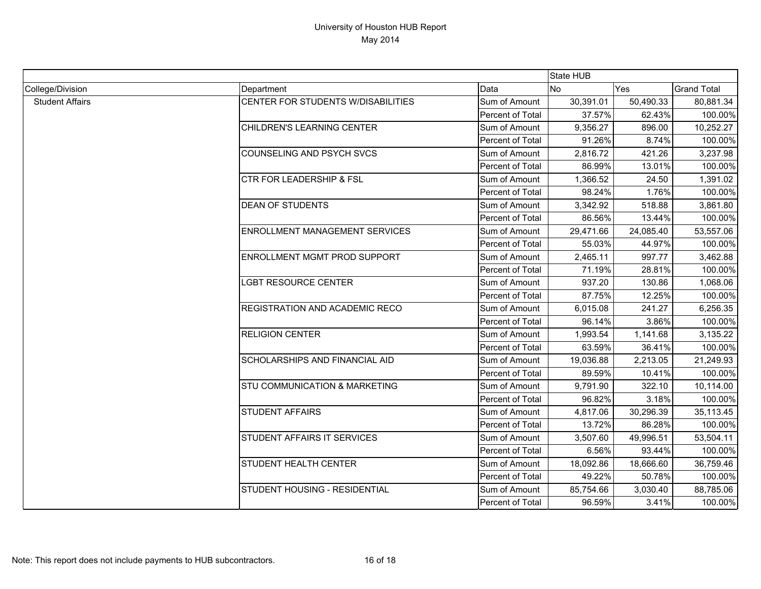# University of Houston HUB Report
## May 2014

| | | | State HUB | | |
|---|---|---|---|---|---|
| College/Division | Department | Data | No | Yes | Grand Total |
| Student Affairs | CENTER FOR STUDENTS W/DISABILITIES | Sum of Amount | 30,391.01 | 50,490.33 | 80,881.34 |
| | | Percent of Total | 37.57% | 62.43% | 100.00% |
| | CHILDREN'S LEARNING CENTER | Sum of Amount | 9,356.27 | 896.00 | 10,252.27 |
| | | Percent of Total | 91.26% | 8.74% | 100.00% |
| | COUNSELING AND PSYCH SVCS | Sum of Amount | 2,816.72 | 421.26 | 3,237.98 |
| | | Percent of Total | 86.99% | 13.01% | 100.00% |
| | CTR FOR LEADERSHIP & FSL | Sum of Amount | 1,366.52 | 24.50 | 1,391.02 |
| | | Percent of Total | 98.24% | 1.76% | 100.00% |
| | DEAN OF STUDENTS | Sum of Amount | 3,342.92 | 518.88 | 3,861.80 |
| | | Percent of Total | 86.56% | 13.44% | 100.00% |
| | ENROLLMENT MANAGEMENT SERVICES | Sum of Amount | 29,471.66 | 24,085.40 | 53,557.06 |
| | | Percent of Total | 55.03% | 44.97% | 100.00% |
| | ENROLLMENT MGMT PROD SUPPORT | Sum of Amount | 2,465.11 | 997.77 | 3,462.88 |
| | | Percent of Total | 71.19% | 28.81% | 100.00% |
| | LGBT RESOURCE CENTER | Sum of Amount | 937.20 | 130.86 | 1,068.06 |
| | | Percent of Total | 87.75% | 12.25% | 100.00% |
| | REGISTRATION AND ACADEMIC RECO | Sum of Amount | 6,015.08 | 241.27 | 6,256.35 |
| | | Percent of Total | 96.14% | 3.86% | 100.00% |
| | RELIGION CENTER | Sum of Amount | 1,993.54 | 1,141.68 | 3,135.22 |
| | | Percent of Total | 63.59% | 36.41% | 100.00% |
| | SCHOLARSHIPS AND FINANCIAL AID | Sum of Amount | 19,036.88 | 2,213.05 | 21,249.93 |
| | | Percent of Total | 89.59% | 10.41% | 100.00% |
| | STU COMMUNICATION & MARKETING | Sum of Amount | 9,791.90 | 322.10 | 10,114.00 |
| | | Percent of Total | 96.82% | 3.18% | 100.00% |
| | STUDENT AFFAIRS | Sum of Amount | 4,817.06 | 30,296.39 | 35,113.45 |
| | | Percent of Total | 13.72% | 86.28% | 100.00% |
| | STUDENT AFFAIRS IT SERVICES | Sum of Amount | 3,507.60 | 49,996.51 | 53,504.11 |
| | | Percent of Total | 6.56% | 93.44% | 100.00% |
| | STUDENT HEALTH CENTER | Sum of Amount | 18,092.86 | 18,666.60 | 36,759.46 |
| | | Percent of Total | 49.22% | 50.78% | 100.00% |
| | STUDENT HOUSING - RESIDENTIAL | Sum of Amount | 85,754.66 | 3,030.40 | 88,785.06 |
| | | Percent of Total | 96.59% | 3.41% | 100.00% |

Note: This report does not include payments to HUB subcontractors.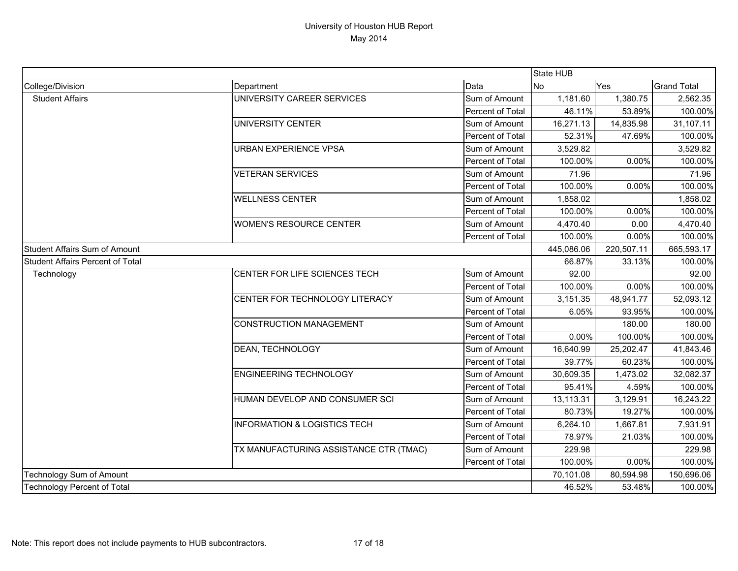# University of Houston HUB Report
May 2014

| | | | State HUB | | |
|---|---|---|---|---|---|
| College/Division | Department | Data | No | Yes | Grand Total |
| Student Affairs | UNIVERSITY CAREER SERVICES | Sum of Amount | 1,181.60 | 1,380.75 | 2,562.35 |
| | | Percent of Total | 46.11% | 53.89% | 100.00% |
| | UNIVERSITY CENTER | Sum of Amount | 16,271.13 | 14,835.98 | 31,107.11 |
| | | Percent of Total | 52.31% | 47.69% | 100.00% |
| | URBAN EXPERIENCE VPSA | Sum of Amount | 3,529.82 | | 3,529.82 |
| | | Percent of Total | 100.00% | 0.00% | 100.00% |
| | VETERAN SERVICES | Sum of Amount | 71.96 | | 71.96 |
| | | Percent of Total | 100.00% | 0.00% | 100.00% |
| | WELLNESS CENTER | Sum of Amount | 1,858.02 | | 1,858.02 |
| | | Percent of Total | 100.00% | 0.00% | 100.00% |
| | WOMEN'S RESOURCE CENTER | Sum of Amount | 4,470.40 | 0.00 | 4,470.40 |
| | | Percent of Total | 100.00% | 0.00% | 100.00% |
| Student Affairs Sum of Amount | | | 445,086.06 | 220,507.11 | 665,593.17 |
| Student Affairs Percent of Total | | | 66.87% | 33.13% | 100.00% |
| Technology | CENTER FOR LIFE SCIENCES TECH | Sum of Amount | 92.00 | | 92.00 |
| | | Percent of Total | 100.00% | 0.00% | 100.00% |
| | CENTER FOR TECHNOLOGY LITERACY | Sum of Amount | 3,151.35 | 48,941.77 | 52,093.12 |
| | | Percent of Total | 6.05% | 93.95% | 100.00% |
| | CONSTRUCTION MANAGEMENT | Sum of Amount | | 180.00 | 180.00 |
| | | Percent of Total | 0.00% | 100.00% | 100.00% |
| | DEAN, TECHNOLOGY | Sum of Amount | 16,640.99 | 25,202.47 | 41,843.46 |
| | | Percent of Total | 39.77% | 60.23% | 100.00% |
| | ENGINEERING TECHNOLOGY | Sum of Amount | 30,609.35 | 1,473.02 | 32,082.37 |
| | | Percent of Total | 95.41% | 4.59% | 100.00% |
| | HUMAN DEVELOP AND CONSUMER SCI | Sum of Amount | 13,113.31 | 3,129.91 | 16,243.22 |
| | | Percent of Total | 80.73% | 19.27% | 100.00% |
| | INFORMATION & LOGISTICS TECH | Sum of Amount | 6,264.10 | 1,667.81 | 7,931.91 |
| | | Percent of Total | 78.97% | 21.03% | 100.00% |
| | TX MANUFACTURING ASSISTANCE CTR (TMAC) | Sum of Amount | 229.98 | | 229.98 |
| | | Percent of Total | 100.00% | 0.00% | 100.00% |
| Technology Sum of Amount | | | 70,101.08 | 80,594.98 | 150,696.06 |
| Technology Percent of Total | | | 46.52% | 53.48% | 100.00% |

Note: This report does not include payments to HUB subcontractors.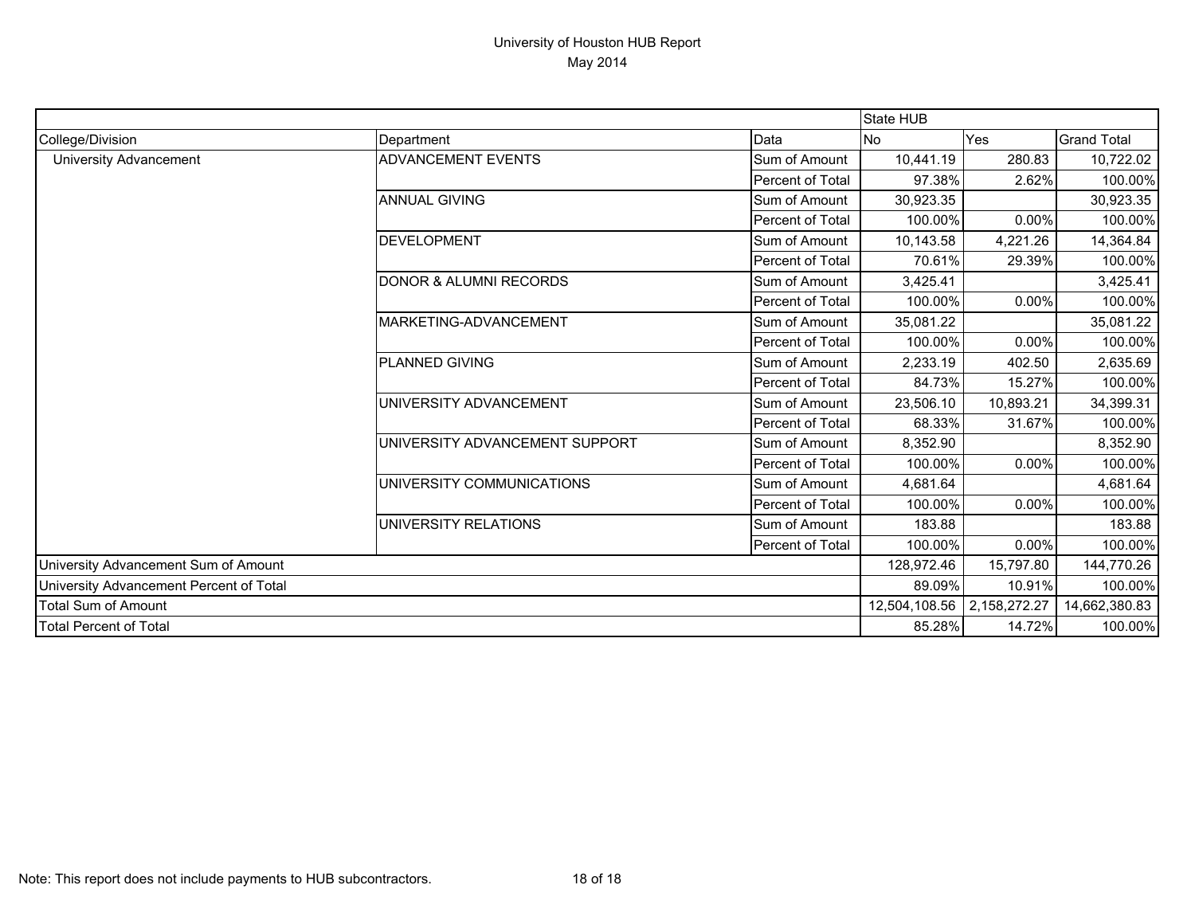University of Houston HUB Report
May 2014

| | | | State HUB | | |
|---|---|---|---|---|---|
| College/Division | Department | Data | No | Yes | Grand Total |
| University Advancement | ADVANCEMENT EVENTS | Sum of Amount | 10,441.19 | 280.83 | 10,722.02 |
| | | Percent of Total | 97.38% | 2.62% | 100.00% |
| | ANNUAL GIVING | Sum of Amount | 30,923.35 | | 30,923.35 |
| | | Percent of Total | 100.00% | 0.00% | 100.00% |
| | DEVELOPMENT | Sum of Amount | 10,143.58 | 4,221.26 | 14,364.84 |
| | | Percent of Total | 70.61% | 29.39% | 100.00% |
| | DONOR & ALUMNI RECORDS | Sum of Amount | 3,425.41 | | 3,425.41 |
| | | Percent of Total | 100.00% | 0.00% | 100.00% |
| | MARKETING-ADVANCEMENT | Sum of Amount | 35,081.22 | | 35,081.22 |
| | | Percent of Total | 100.00% | 0.00% | 100.00% |
| | PLANNED GIVING | Sum of Amount | 2,233.19 | 402.50 | 2,635.69 |
| | | Percent of Total | 84.73% | 15.27% | 100.00% |
| | UNIVERSITY ADVANCEMENT | Sum of Amount | 23,506.10 | 10,893.21 | 34,399.31 |
| | | Percent of Total | 68.33% | 31.67% | 100.00% |
| | UNIVERSITY ADVANCEMENT SUPPORT | Sum of Amount | 8,352.90 | | 8,352.90 |
| | | Percent of Total | 100.00% | 0.00% | 100.00% |
| | UNIVERSITY COMMUNICATIONS | Sum of Amount | 4,681.64 | | 4,681.64 |
| | | Percent of Total | 100.00% | 0.00% | 100.00% |
| | UNIVERSITY RELATIONS | Sum of Amount | 183.88 | | 183.88 |
| | | Percent of Total | 100.00% | 0.00% | 100.00% |
| University Advancement Sum of Amount | | | 128,972.46 | 15,797.80 | 144,770.26 |
| University Advancement Percent of Total | | | 89.09% | 10.91% | 100.00% |
| Total Sum of Amount | | | 12,504,108.56 | 2,158,272.27 | 14,662,380.83 |
| Total Percent of Total | | | 85.28% | 14.72% | 100.00% |

Note: This report does not include payments to HUB subcontractors.